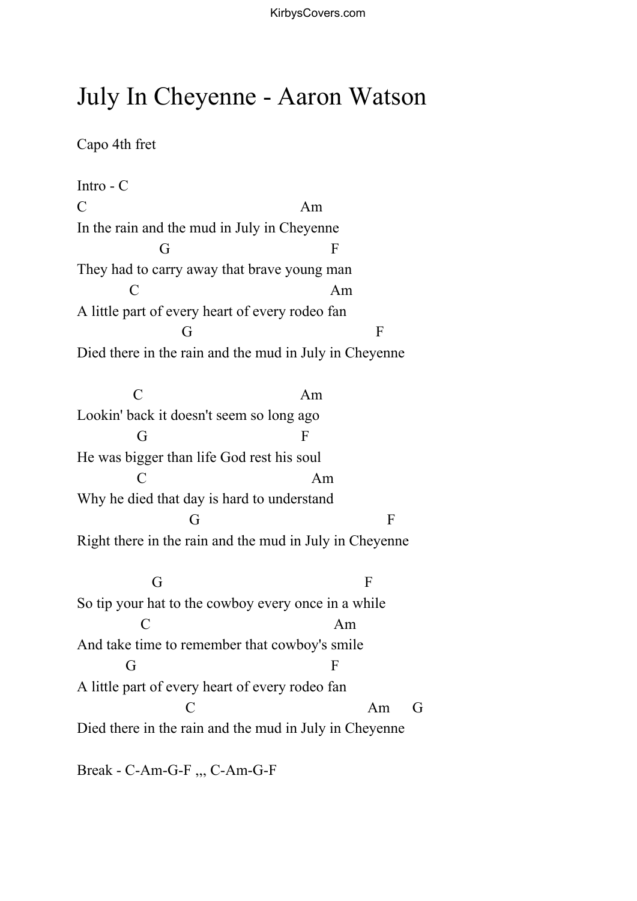# July In Cheyenne - Aaron Watson

Capo 4th fret

```
Intro - C
C                                             Am
In the rain and the mud in July in Cheyenne
                  G                                  F
They had to carry away that brave young man
            C                                     Am
A little part of every heart of every rodeo fan
                       G                                      F
Died there in the rain and the mud in July in Cheyenne

             C                                Am
Lookin' back it doesn't seem so long ago
             G                         F
He was bigger than life God rest his soul
             C                                  Am
Why he died that day is hard to understand
                         G                                     F
Right there in the rain and the mud in July in Cheyenne

                  G                                          F
So tip your hat to the cowboy every once in a while
               C                                     Am
And take time to remember that cowboy's smile
           G                                         F
A little part of every heart of every rodeo fan
                        C                                   Am      G
Died there in the rain and the mud in July in Cheyenne

Break - C-Am-G-F ,,, C-Am-G-F
```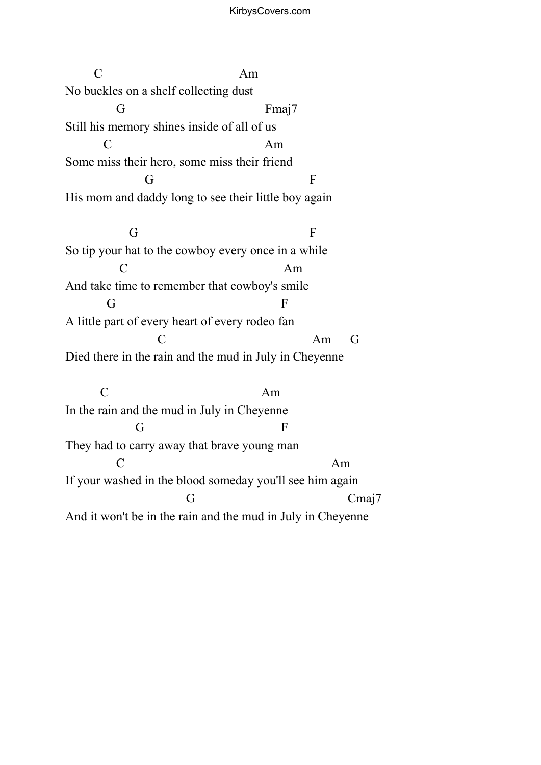```
        C                            Am
No buckles on a shelf collecting dust
          G                               Fmaj7
Still his memory shines inside of all of us
        C                                Am
Some miss their hero, some miss their friend
                 G                               F
His mom and daddy long to see their little boy again

             G                                   F
So tip your hat to the cowboy every once in a while
             C                                Am
And take time to remember that cowboy's smile
         G                                 F
A little part of every heart of every rodeo fan
                   C                              Am     G
Died there in the rain and the mud in July in Cheyenne

       C                                  Am
In the rain and the mud in July in Cheyenne
              G                           F
They had to carry away that brave young man
           C                                      Am
If your washed in the blood someday you'll see him again
                      G                                 Cmaj7
And it won't be in the rain and the mud in July in Cheyenne
```